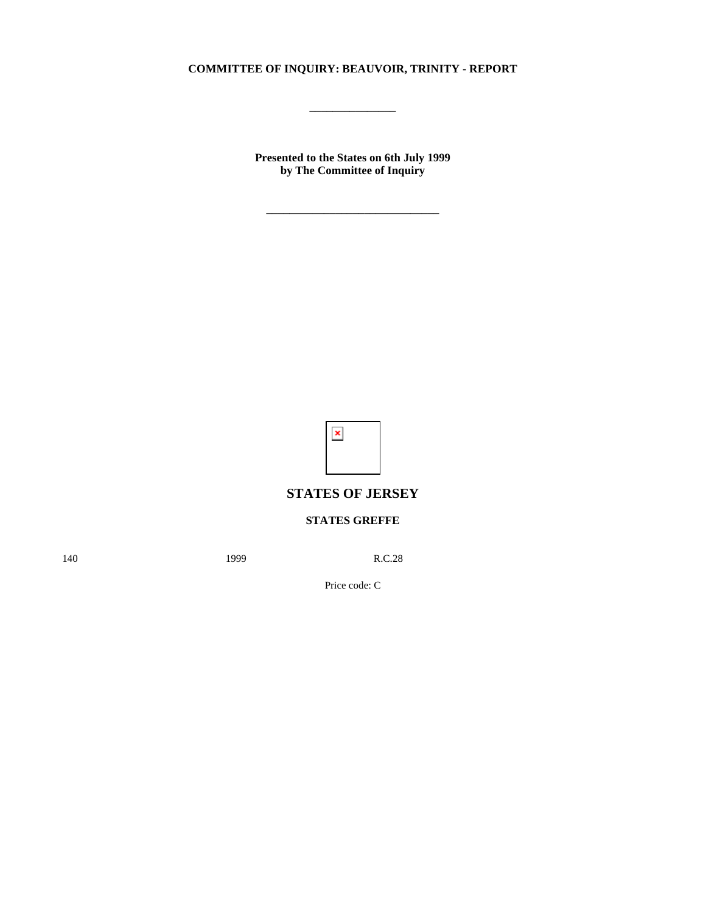**COMMITTEE OF INQUIRY: BEAUVOIR, TRINITY - REPORT**

\_\_\_\_\_\_\_\_\_\_\_\_\_\_\_

**Presented to the States on 6th July 1999**
**by The Committee of Inquiry**

\_\_\_\_\_\_\_\_\_\_\_\_\_\_\_\_\_\_\_\_\_\_\_\_\_\_\_\_\_\_

## STATES OF JERSEY

**STATES GREFFE**

140 1999 R.C.28

Price code: C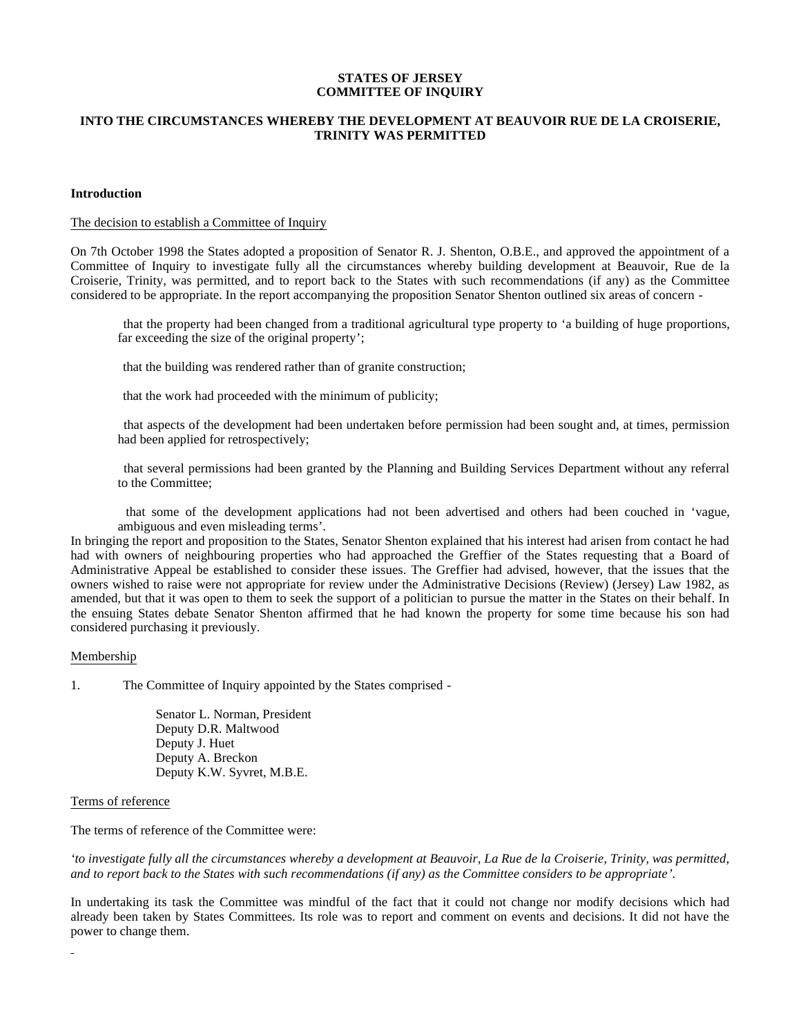**STATES OF JERSEY**
**COMMITTEE OF INQUIRY**

**INTO THE CIRCUMSTANCES WHEREBY THE DEVELOPMENT AT BEAUVOIR RUE DE LA CROISERIE, TRINITY WAS PERMITTED**

**Introduction**

The decision to establish a Committee of Inquiry

On 7th October 1998 the States adopted a proposition of Senator R. J. Shenton, O.B.E., and approved the appointment of a Committee of Inquiry to investigate fully all the circumstances whereby building development at Beauvoir, Rue de la Croiserie, Trinity, was permitted, and to report back to the States with such recommendations (if any) as the Committee considered to be appropriate. In the report accompanying the proposition Senator Shenton outlined six areas of concern -

that the property had been changed from a traditional agricultural type property to 'a building of huge proportions, far exceeding the size of the original property';

that the building was rendered rather than of granite construction;

that the work had proceeded with the minimum of publicity;

that aspects of the development had been undertaken before permission had been sought and, at times, permission had been applied for retrospectively;

that several permissions had been granted by the Planning and Building Services Department without any referral to the Committee;

that some of the development applications had not been advertised and others had been couched in 'vague, ambiguous and even misleading terms'.

In bringing the report and proposition to the States, Senator Shenton explained that his interest had arisen from contact he had had with owners of neighbouring properties who had approached the Greffier of the States requesting that a Board of Administrative Appeal be established to consider these issues. The Greffier had advised, however, that the issues that the owners wished to raise were not appropriate for review under the Administrative Decisions (Review) (Jersey) Law 1982, as amended, but that it was open to them to seek the support of a politician to pursue the matter in the States on their behalf. In the ensuing States debate Senator Shenton affirmed that he had known the property for some time because his son had considered purchasing it previously.

Membership

1. The Committee of Inquiry appointed by the States comprised -

Senator L. Norman, President
Deputy D.R. Maltwood
Deputy J. Huet
Deputy A. Breckon
Deputy K.W. Syvret, M.B.E.

Terms of reference

The terms of reference of the Committee were:

*'to investigate fully all the circumstances whereby a development at Beauvoir, La Rue de la Croiserie, Trinity, was permitted, and to report back to the States with such recommendations (if any) as the Committee considers to be appropriate'.*

In undertaking its task the Committee was mindful of the fact that it could not change nor modify decisions which had already been taken by States Committees. Its role was to report and comment on events and decisions. It did not have the power to change them.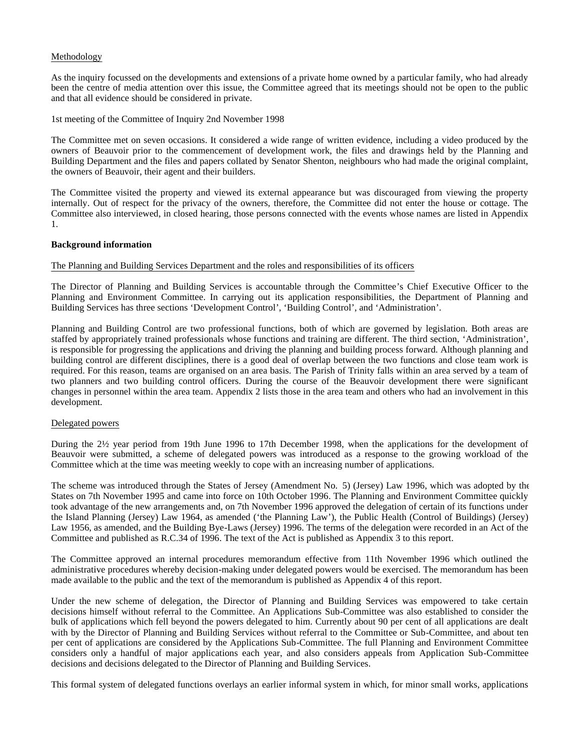Methodology

As the inquiry focussed on the developments and extensions of a private home owned by a particular family, who had already been the centre of media attention over this issue, the Committee agreed that its meetings should not be open to the public and that all evidence should be considered in private.

1st meeting of the Committee of Inquiry 2nd November 1998

The Committee met on seven occasions. It considered a wide range of written evidence, including a video produced by the owners of Beauvoir prior to the commencement of development work, the files and drawings held by the Planning and Building Department and the files and papers collated by Senator Shenton, neighbours who had made the original complaint, the owners of Beauvoir, their agent and their builders.

The Committee visited the property and viewed its external appearance but was discouraged from viewing the property internally. Out of respect for the privacy of the owners, therefore, the Committee did not enter the house or cottage. The Committee also interviewed, in closed hearing, those persons connected with the events whose names are listed in Appendix 1.

**Background information**

The Planning and Building Services Department and the roles and responsibilities of its officers

The Director of Planning and Building Services is accountable through the Committee's Chief Executive Officer to the Planning and Environment Committee. In carrying out its application responsibilities, the Department of Planning and Building Services has three sections 'Development Control', 'Building Control', and 'Administration'.

Planning and Building Control are two professional functions, both of which are governed by legislation. Both areas are staffed by appropriately trained professionals whose functions and training are different. The third section, 'Administration', is responsible for progressing the applications and driving the planning and building process forward. Although planning and building control are different disciplines, there is a good deal of overlap between the two functions and close team work is required. For this reason, teams are organised on an area basis. The Parish of Trinity falls within an area served by a team of two planners and two building control officers. During the course of the Beauvoir development there were significant changes in personnel within the area team. Appendix 2 lists those in the area team and others who had an involvement in this development.

Delegated powers

During the 2½ year period from 19th June 1996 to 17th December 1998, when the applications for the development of Beauvoir were submitted, a scheme of delegated powers was introduced as a response to the growing workload of the Committee which at the time was meeting weekly to cope with an increasing number of applications.

The scheme was introduced through the States of Jersey (Amendment No. 5) (Jersey) Law 1996, which was adopted by the States on 7th November 1995 and came into force on 10th October 1996. The Planning and Environment Committee quickly took advantage of the new arrangements and, on 7th November 1996 approved the delegation of certain of its functions under the Island Planning (Jersey) Law 1964, as amended ('the Planning Law'), the Public Health (Control of Buildings) (Jersey) Law 1956, as amended, and the Building Bye-Laws (Jersey) 1996. The terms of the delegation were recorded in an Act of the Committee and published as R.C.34 of 1996. The text of the Act is published as Appendix 3 to this report.

The Committee approved an internal procedures memorandum effective from 11th November 1996 which outlined the administrative procedures whereby decision-making under delegated powers would be exercised. The memorandum has been made available to the public and the text of the memorandum is published as Appendix 4 of this report.

Under the new scheme of delegation, the Director of Planning and Building Services was empowered to take certain decisions himself without referral to the Committee. An Applications Sub-Committee was also established to consider the bulk of applications which fell beyond the powers delegated to him. Currently about 90 per cent of all applications are dealt with by the Director of Planning and Building Services without referral to the Committee or Sub-Committee, and about ten per cent of applications are considered by the Applications Sub-Committee. The full Planning and Environment Committee considers only a handful of major applications each year, and also considers appeals from Application Sub-Committee decisions and decisions delegated to the Director of Planning and Building Services.

This formal system of delegated functions overlays an earlier informal system in which, for minor small works, applications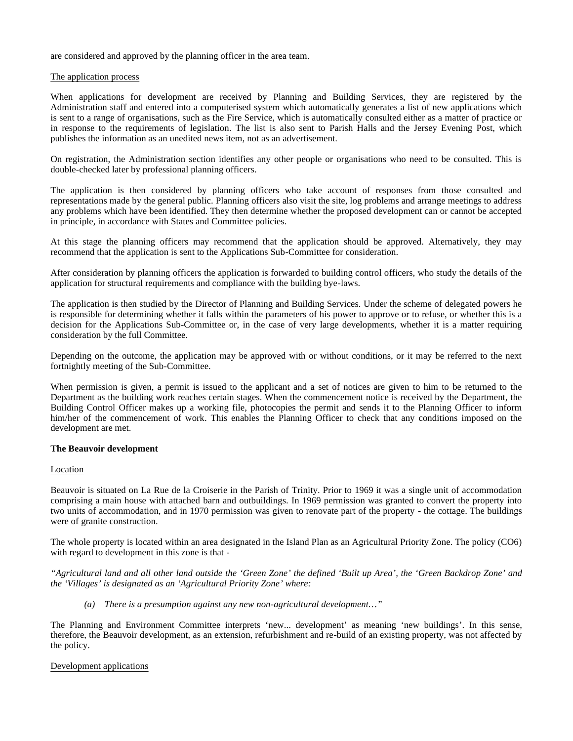are considered and approved by the planning officer in the area team.

The application process

When applications for development are received by Planning and Building Services, they are registered by the Administration staff and entered into a computerised system which automatically generates a list of new applications which is sent to a range of organisations, such as the Fire Service, which is automatically consulted either as a matter of practice or in response to the requirements of legislation. The list is also sent to Parish Halls and the Jersey Evening Post, which publishes the information as an unedited news item, not as an advertisement.

On registration, the Administration section identifies any other people or organisations who need to be consulted. This is double-checked later by professional planning officers.

The application is then considered by planning officers who take account of responses from those consulted and representations made by the general public. Planning officers also visit the site, log problems and arrange meetings to address any problems which have been identified. They then determine whether the proposed development can or cannot be accepted in principle, in accordance with States and Committee policies.

At this stage the planning officers may recommend that the application should be approved. Alternatively, they may recommend that the application is sent to the Applications Sub-Committee for consideration.

After consideration by planning officers the application is forwarded to building control officers, who study the details of the application for structural requirements and compliance with the building bye-laws.

The application is then studied by the Director of Planning and Building Services. Under the scheme of delegated powers he is responsible for determining whether it falls within the parameters of his power to approve or to refuse, or whether this is a decision for the Applications Sub-Committee or, in the case of very large developments, whether it is a matter requiring consideration by the full Committee.

Depending on the outcome, the application may be approved with or without conditions, or it may be referred to the next fortnightly meeting of the Sub-Committee.

When permission is given, a permit is issued to the applicant and a set of notices are given to him to be returned to the Department as the building work reaches certain stages. When the commencement notice is received by the Department, the Building Control Officer makes up a working file, photocopies the permit and sends it to the Planning Officer to inform him/her of the commencement of work. This enables the Planning Officer to check that any conditions imposed on the development are met.

**The Beauvoir development**

Location

Beauvoir is situated on La Rue de la Croiserie in the Parish of Trinity. Prior to 1969 it was a single unit of accommodation comprising a main house with attached barn and outbuildings. In 1969 permission was granted to convert the property into two units of accommodation, and in 1970 permission was given to renovate part of the property - the cottage. The buildings were of granite construction.

The whole property is located within an area designated in the Island Plan as an Agricultural Priority Zone. The policy (CO6) with regard to development in this zone is that -

*"Agricultural land and all other land outside the 'Green Zone' the defined 'Built up Area', the 'Green Backdrop Zone' and the 'Villages' is designated as an 'Agricultural Priority Zone' where:*

> *(a) There is a presumption against any new non-agricultural development…"*

The Planning and Environment Committee interprets 'new... development' as meaning 'new buildings'. In this sense, therefore, the Beauvoir development, as an extension, refurbishment and re-build of an existing property, was not affected by the policy.

Development applications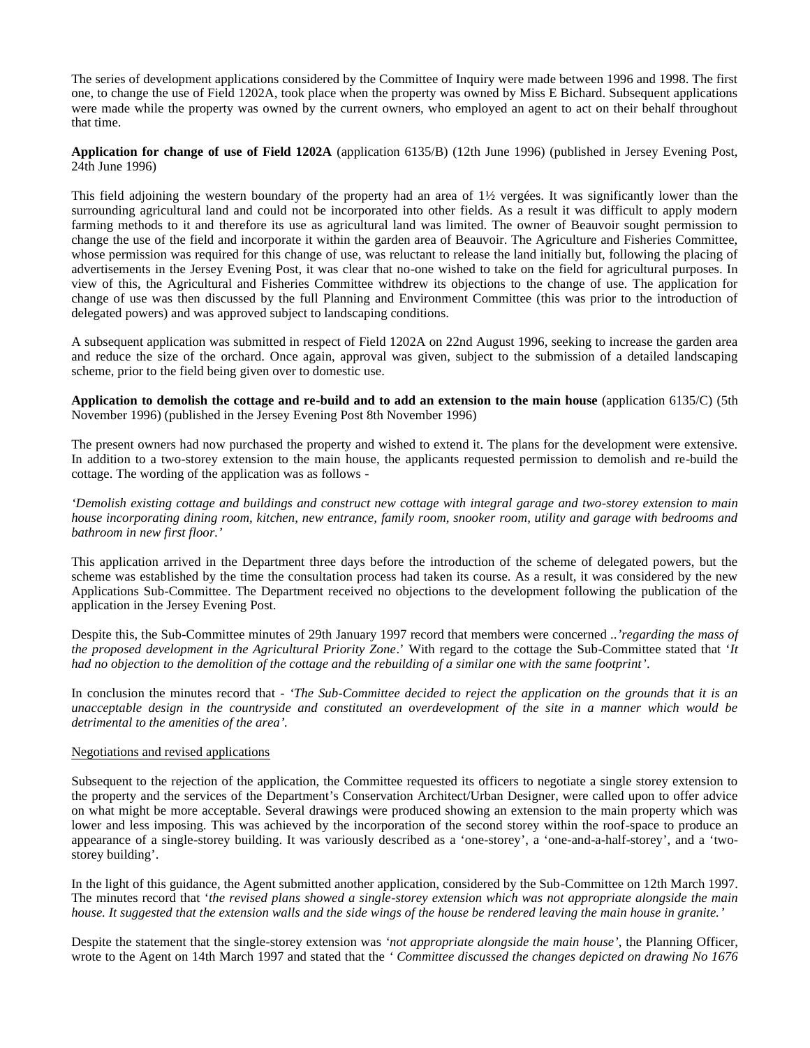The series of development applications considered by the Committee of Inquiry were made between 1996 and 1998. The first one, to change the use of Field 1202A, took place when the property was owned by Miss E Bichard. Subsequent applications were made while the property was owned by the current owners, who employed an agent to act on their behalf throughout that time.

**Application for change of use of Field 1202A** (application 6135/B) (12th June 1996) (published in Jersey Evening Post, 24th June 1996)

This field adjoining the western boundary of the property had an area of 1½ vergées. It was significantly lower than the surrounding agricultural land and could not be incorporated into other fields. As a result it was difficult to apply modern farming methods to it and therefore its use as agricultural land was limited. The owner of Beauvoir sought permission to change the use of the field and incorporate it within the garden area of Beauvoir. The Agriculture and Fisheries Committee, whose permission was required for this change of use, was reluctant to release the land initially but, following the placing of advertisements in the Jersey Evening Post, it was clear that no-one wished to take on the field for agricultural purposes. In view of this, the Agricultural and Fisheries Committee withdrew its objections to the change of use. The application for change of use was then discussed by the full Planning and Environment Committee (this was prior to the introduction of delegated powers) and was approved subject to landscaping conditions.

A subsequent application was submitted in respect of Field 1202A on 22nd August 1996, seeking to increase the garden area and reduce the size of the orchard. Once again, approval was given, subject to the submission of a detailed landscaping scheme, prior to the field being given over to domestic use.

**Application to demolish the cottage and re-build and to add an extension to the main house** (application 6135/C) (5th November 1996) (published in the Jersey Evening Post 8th November 1996)

The present owners had now purchased the property and wished to extend it. The plans for the development were extensive. In addition to a two-storey extension to the main house, the applicants requested permission to demolish and re-build the cottage. The wording of the application was as follows -

*'Demolish existing cottage and buildings and construct new cottage with integral garage and two-storey extension to main house incorporating dining room, kitchen, new entrance, family room, snooker room, utility and garage with bedrooms and bathroom in new first floor.'*

This application arrived in the Department three days before the introduction of the scheme of delegated powers, but the scheme was established by the time the consultation process had taken its course. As a result, it was considered by the new Applications Sub-Committee. The Department received no objections to the development following the publication of the application in the Jersey Evening Post.

Despite this, the Sub-Committee minutes of 29th January 1997 record that members were concerned ..*'regarding the mass of the proposed development in the Agricultural Priority Zone*.' With regard to the cottage the Sub-Committee stated that '*It had no objection to the demolition of the cottage and the rebuilding of a similar one with the same footprint'*.

In conclusion the minutes record that - *'The Sub-Committee decided to reject the application on the grounds that it is an unacceptable design in the countryside and constituted an overdevelopment of the site in a manner which would be detrimental to the amenities of the area'.*

<u>Negotiations and revised applications</u>

Subsequent to the rejection of the application, the Committee requested its officers to negotiate a single storey extension to the property and the services of the Department's Conservation Architect/Urban Designer, were called upon to offer advice on what might be more acceptable. Several drawings were produced showing an extension to the main property which was lower and less imposing. This was achieved by the incorporation of the second storey within the roof-space to produce an appearance of a single-storey building. It was variously described as a 'one-storey', a 'one-and-a-half-storey', and a 'two-storey building'.

In the light of this guidance, the Agent submitted another application, considered by the Sub-Committee on 12th March 1997. The minutes record that '*the revised plans showed a single-storey extension which was not appropriate alongside the main house. It suggested that the extension walls and the side wings of the house be rendered leaving the main house in granite.'*

Despite the statement that the single-storey extension was *'not appropriate alongside the main house'*, the Planning Officer, wrote to the Agent on 14th March 1997 and stated that the *' Committee discussed the changes depicted on drawing No 1676*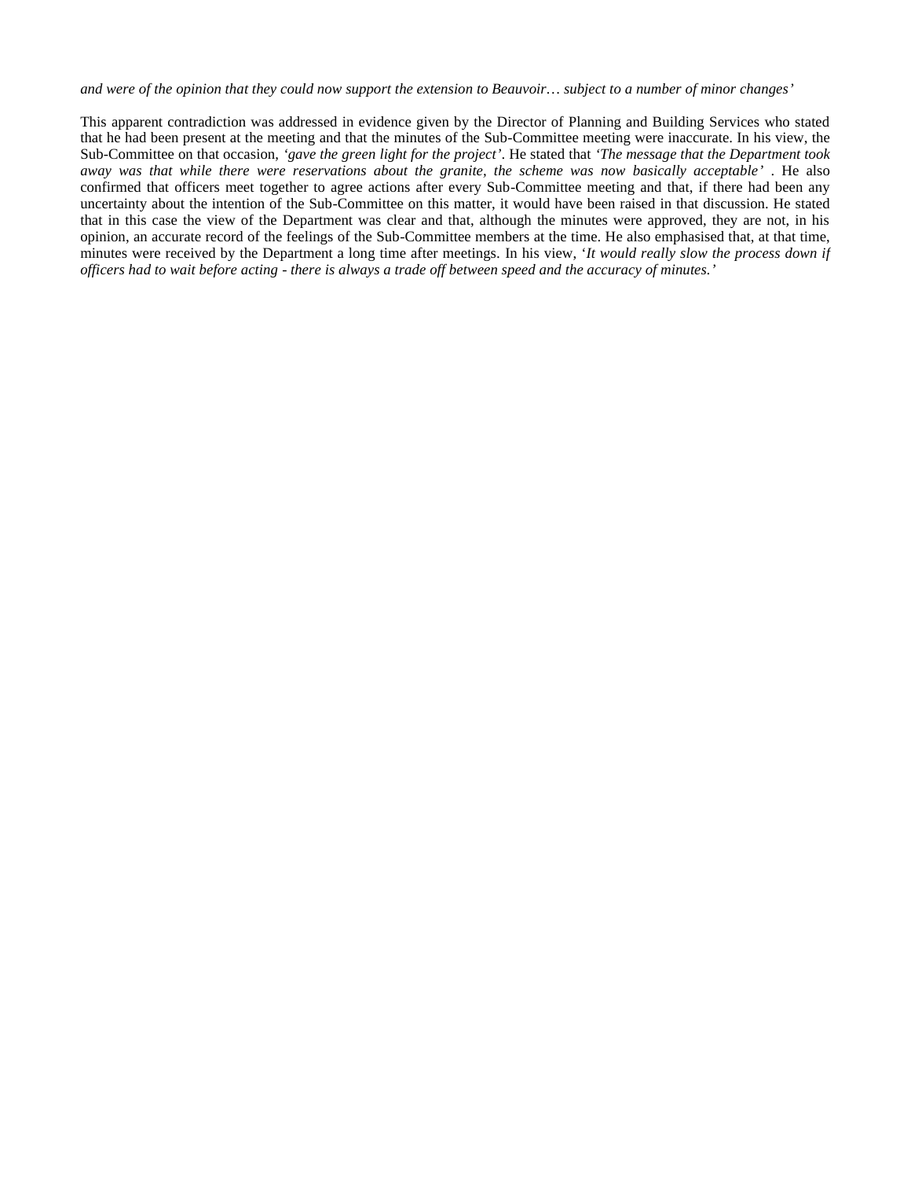*and were of the opinion that they could now support the extension to Beauvoir… subject to a number of minor changes'*

This apparent contradiction was addressed in evidence given by the Director of Planning and Building Services who stated that he had been present at the meeting and that the minutes of the Sub-Committee meeting were inaccurate. In his view, the Sub-Committee on that occasion, *'gave the green light for the project'*. He stated that *'The message that the Department took away was that while there were reservations about the granite, the scheme was now basically acceptable'* . He also confirmed that officers meet together to agree actions after every Sub-Committee meeting and that, if there had been any uncertainty about the intention of the Sub-Committee on this matter, it would have been raised in that discussion. He stated that in this case the view of the Department was clear and that, although the minutes were approved, they are not, in his opinion, an accurate record of the feelings of the Sub-Committee members at the time. He also emphasised that, at that time, minutes were received by the Department a long time after meetings. In his view, '*It would really slow the process down if officers had to wait before acting - there is always a trade off between speed and the accuracy of minutes.'*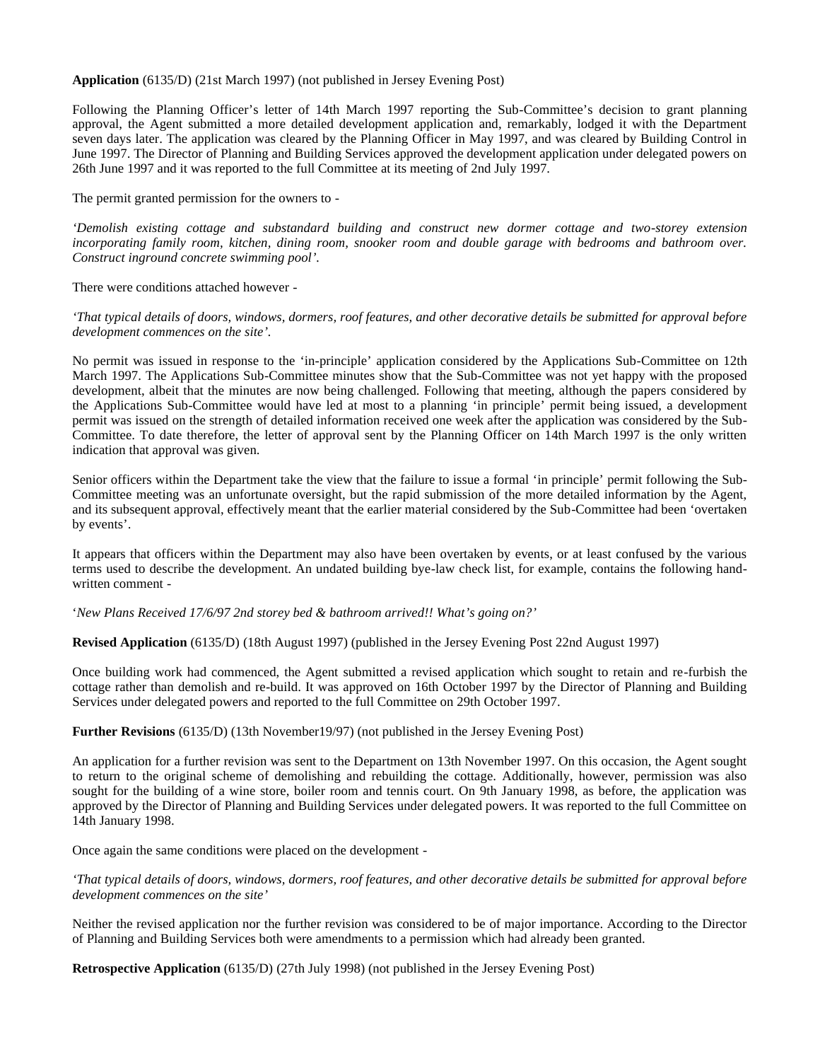**Application** (6135/D) (21st March 1997) (not published in Jersey Evening Post)

Following the Planning Officer's letter of 14th March 1997 reporting the Sub-Committee's decision to grant planning approval, the Agent submitted a more detailed development application and, remarkably, lodged it with the Department seven days later. The application was cleared by the Planning Officer in May 1997, and was cleared by Building Control in June 1997. The Director of Planning and Building Services approved the development application under delegated powers on 26th June 1997 and it was reported to the full Committee at its meeting of 2nd July 1997.

The permit granted permission for the owners to -

*'Demolish existing cottage and substandard building and construct new dormer cottage and two-storey extension incorporating family room, kitchen, dining room, snooker room and double garage with bedrooms and bathroom over. Construct inground concrete swimming pool'.*

There were conditions attached however -

*'That typical details of doors, windows, dormers, roof features, and other decorative details be submitted for approval before development commences on the site'.*

No permit was issued in response to the 'in-principle' application considered by the Applications Sub-Committee on 12th March 1997. The Applications Sub-Committee minutes show that the Sub-Committee was not yet happy with the proposed development, albeit that the minutes are now being challenged. Following that meeting, although the papers considered by the Applications Sub-Committee would have led at most to a planning 'in principle' permit being issued, a development permit was issued on the strength of detailed information received one week after the application was considered by the Sub-Committee. To date therefore, the letter of approval sent by the Planning Officer on 14th March 1997 is the only written indication that approval was given.

Senior officers within the Department take the view that the failure to issue a formal 'in principle' permit following the Sub-Committee meeting was an unfortunate oversight, but the rapid submission of the more detailed information by the Agent, and its subsequent approval, effectively meant that the earlier material considered by the Sub-Committee had been 'overtaken by events'.

It appears that officers within the Department may also have been overtaken by events, or at least confused by the various terms used to describe the development. An undated building bye-law check list, for example, contains the following hand-written comment -

'*New Plans Received 17/6/97 2nd storey bed & bathroom arrived!! What's going on?*'

**Revised Application** (6135/D) (18th August 1997) (published in the Jersey Evening Post 22nd August 1997)

Once building work had commenced, the Agent submitted a revised application which sought to retain and re-furbish the cottage rather than demolish and re-build. It was approved on 16th October 1997 by the Director of Planning and Building Services under delegated powers and reported to the full Committee on 29th October 1997.

**Further Revisions** (6135/D) (13th November19/97) (not published in the Jersey Evening Post)

An application for a further revision was sent to the Department on 13th November 1997. On this occasion, the Agent sought to return to the original scheme of demolishing and rebuilding the cottage. Additionally, however, permission was also sought for the building of a wine store, boiler room and tennis court. On 9th January 1998, as before, the application was approved by the Director of Planning and Building Services under delegated powers. It was reported to the full Committee on 14th January 1998.

Once again the same conditions were placed on the development -

*'That typical details of doors, windows, dormers, roof features, and other decorative details be submitted for approval before development commences on the site'*

Neither the revised application nor the further revision was considered to be of major importance. According to the Director of Planning and Building Services both were amendments to a permission which had already been granted.

**Retrospective Application** (6135/D) (27th July 1998) (not published in the Jersey Evening Post)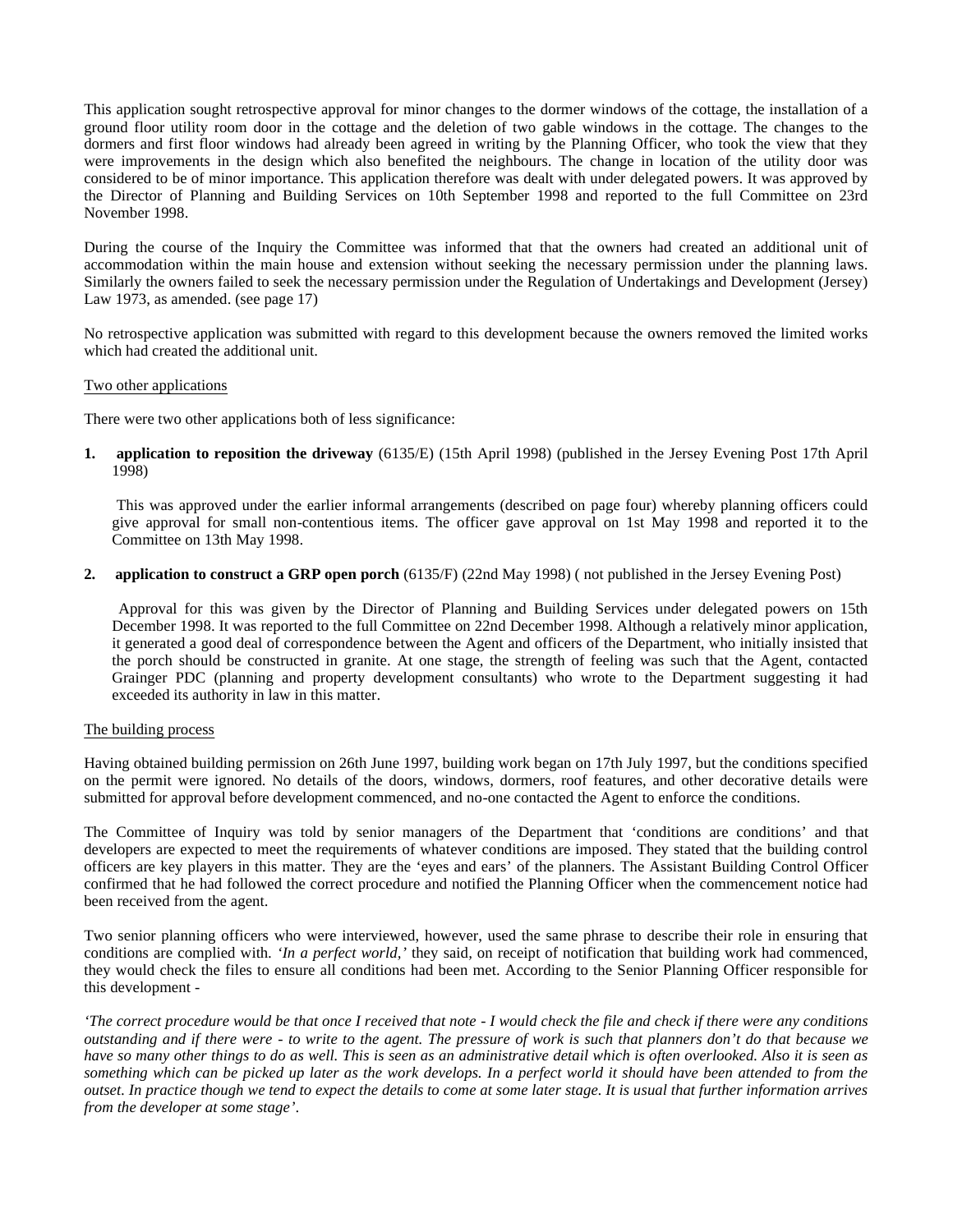This application sought retrospective approval for minor changes to the dormer windows of the cottage, the installation of a ground floor utility room door in the cottage and the deletion of two gable windows in the cottage. The changes to the dormers and first floor windows had already been agreed in writing by the Planning Officer, who took the view that they were improvements in the design which also benefited the neighbours. The change in location of the utility door was considered to be of minor importance. This application therefore was dealt with under delegated powers. It was approved by the Director of Planning and Building Services on 10th September 1998 and reported to the full Committee on 23rd November 1998.

During the course of the Inquiry the Committee was informed that that the owners had created an additional unit of accommodation within the main house and extension without seeking the necessary permission under the planning laws. Similarly the owners failed to seek the necessary permission under the Regulation of Undertakings and Development (Jersey) Law 1973, as amended. (see page 17)

No retrospective application was submitted with regard to this development because the owners removed the limited works which had created the additional unit.

Two other applications

There were two other applications both of less significance:

1. **application to reposition the driveway** (6135/E) (15th April 1998) (published in the Jersey Evening Post 17th April 1998)

   This was approved under the earlier informal arrangements (described on page four) whereby planning officers could give approval for small non-contentious items. The officer gave approval on 1st May 1998 and reported it to the Committee on 13th May 1998.

2. **application to construct a GRP open porch** (6135/F) (22nd May 1998) ( not published in the Jersey Evening Post)

   Approval for this was given by the Director of Planning and Building Services under delegated powers on 15th December 1998. It was reported to the full Committee on 22nd December 1998. Although a relatively minor application, it generated a good deal of correspondence between the Agent and officers of the Department, who initially insisted that the porch should be constructed in granite. At one stage, the strength of feeling was such that the Agent, contacted Grainger PDC (planning and property development consultants) who wrote to the Department suggesting it had exceeded its authority in law in this matter.

The building process

Having obtained building permission on 26th June 1997, building work began on 17th July 1997, but the conditions specified on the permit were ignored. No details of the doors, windows, dormers, roof features, and other decorative details were submitted for approval before development commenced, and no-one contacted the Agent to enforce the conditions.

The Committee of Inquiry was told by senior managers of the Department that 'conditions are conditions' and that developers are expected to meet the requirements of whatever conditions are imposed. They stated that the building control officers are key players in this matter. They are the 'eyes and ears' of the planners. The Assistant Building Control Officer confirmed that he had followed the correct procedure and notified the Planning Officer when the commencement notice had been received from the agent.

Two senior planning officers who were interviewed, however, used the same phrase to describe their role in ensuring that conditions are complied with. *'In a perfect world,'* they said, on receipt of notification that building work had commenced, they would check the files to ensure all conditions had been met. According to the Senior Planning Officer responsible for this development -

*'The correct procedure would be that once I received that note - I would check the file and check if there were any conditions outstanding and if there were - to write to the agent. The pressure of work is such that planners don't do that because we have so many other things to do as well. This is seen as an administrative detail which is often overlooked. Also it is seen as something which can be picked up later as the work develops. In a perfect world it should have been attended to from the outset. In practice though we tend to expect the details to come at some later stage. It is usual that further information arrives from the developer at some stage'.*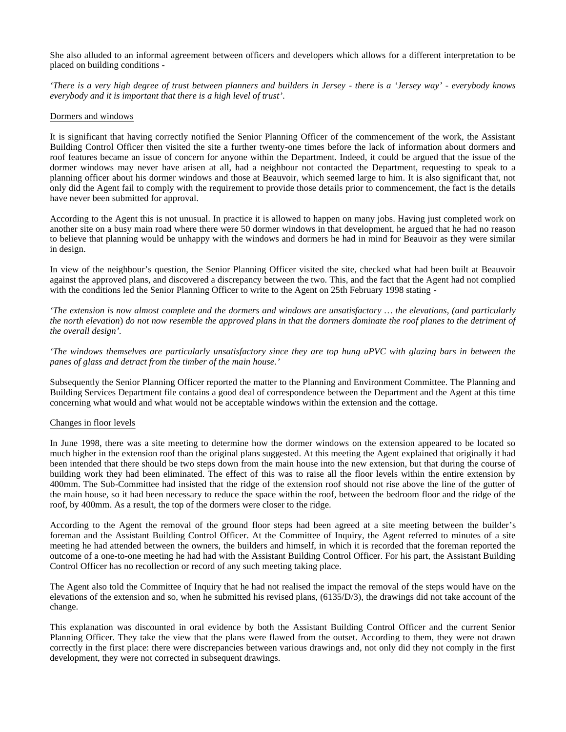She also alluded to an informal agreement between officers and developers which allows for a different interpretation to be placed on building conditions -

*'There is a very high degree of trust between planners and builders in Jersey - there is a 'Jersey way' - everybody knows everybody and it is important that there is a high level of trust'.*

<u>Dormers and windows</u>

It is significant that having correctly notified the Senior Planning Officer of the commencement of the work, the Assistant Building Control Officer then visited the site a further twenty-one times before the lack of information about dormers and roof features became an issue of concern for anyone within the Department. Indeed, it could be argued that the issue of the dormer windows may never have arisen at all, had a neighbour not contacted the Department, requesting to speak to a planning officer about his dormer windows and those at Beauvoir, which seemed large to him. It is also significant that, not only did the Agent fail to comply with the requirement to provide those details prior to commencement, the fact is the details have never been submitted for approval.

According to the Agent this is not unusual. In practice it is allowed to happen on many jobs. Having just completed work on another site on a busy main road where there were 50 dormer windows in that development, he argued that he had no reason to believe that planning would be unhappy with the windows and dormers he had in mind for Beauvoir as they were similar in design.

In view of the neighbour's question, the Senior Planning Officer visited the site, checked what had been built at Beauvoir against the approved plans, and discovered a discrepancy between the two. This, and the fact that the Agent had not complied with the conditions led the Senior Planning Officer to write to the Agent on 25th February 1998 stating -

*'The extension is now almost complete and the dormers and windows are unsatisfactory … the elevations, (and particularly the north elevation) do not now resemble the approved plans in that the dormers dominate the roof planes to the detriment of the overall design'.*

*'The windows themselves are particularly unsatisfactory since they are top hung uPVC with glazing bars in between the panes of glass and detract from the timber of the main house.'*

Subsequently the Senior Planning Officer reported the matter to the Planning and Environment Committee. The Planning and Building Services Department file contains a good deal of correspondence between the Department and the Agent at this time concerning what would and what would not be acceptable windows within the extension and the cottage.

<u>Changes in floor levels</u>

In June 1998, there was a site meeting to determine how the dormer windows on the extension appeared to be located so much higher in the extension roof than the original plans suggested. At this meeting the Agent explained that originally it had been intended that there should be two steps down from the main house into the new extension, but that during the course of building work they had been eliminated. The effect of this was to raise all the floor levels within the entire extension by 400mm. The Sub-Committee had insisted that the ridge of the extension roof should not rise above the line of the gutter of the main house, so it had been necessary to reduce the space within the roof, between the bedroom floor and the ridge of the roof, by 400mm. As a result, the top of the dormers were closer to the ridge.

According to the Agent the removal of the ground floor steps had been agreed at a site meeting between the builder's foreman and the Assistant Building Control Officer. At the Committee of Inquiry, the Agent referred to minutes of a site meeting he had attended between the owners, the builders and himself, in which it is recorded that the foreman reported the outcome of a one-to-one meeting he had had with the Assistant Building Control Officer. For his part, the Assistant Building Control Officer has no recollection or record of any such meeting taking place.

The Agent also told the Committee of Inquiry that he had not realised the impact the removal of the steps would have on the elevations of the extension and so, when he submitted his revised plans, (6135/D/3), the drawings did not take account of the change.

This explanation was discounted in oral evidence by both the Assistant Building Control Officer and the current Senior Planning Officer. They take the view that the plans were flawed from the outset. According to them, they were not drawn correctly in the first place: there were discrepancies between various drawings and, not only did they not comply in the first development, they were not corrected in subsequent drawings.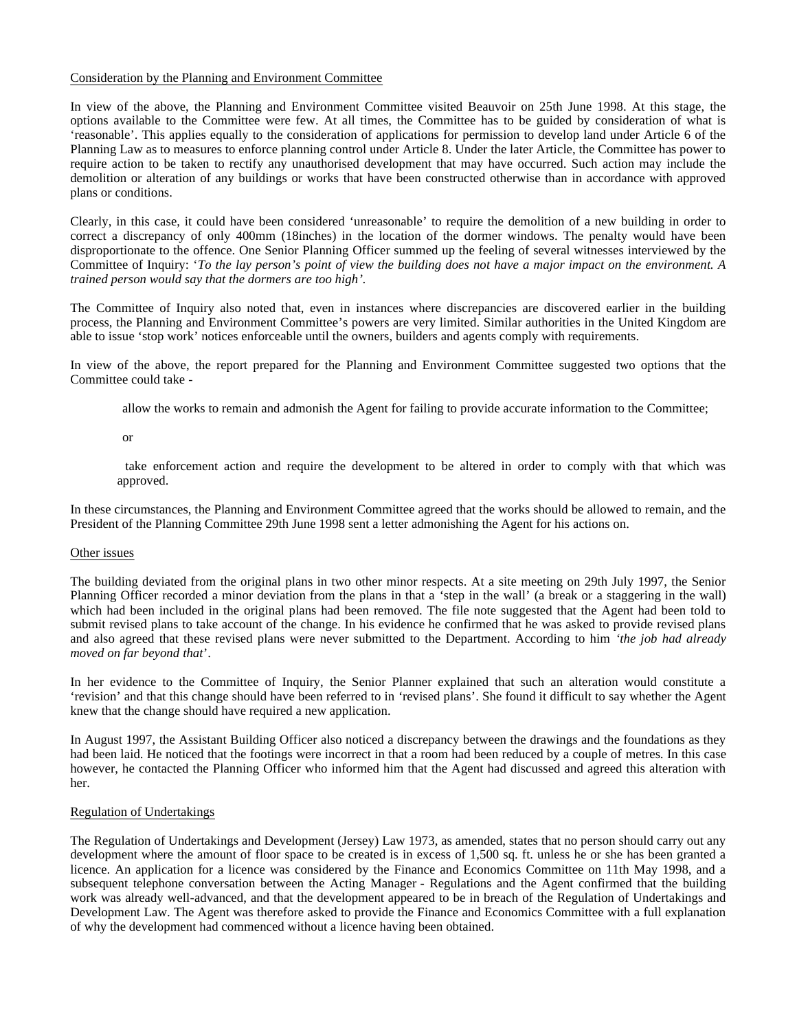Consideration by the Planning and Environment Committee

In view of the above, the Planning and Environment Committee visited Beauvoir on 25th June 1998. At this stage, the options available to the Committee were few. At all times, the Committee has to be guided by consideration of what is 'reasonable'. This applies equally to the consideration of applications for permission to develop land under Article 6 of the Planning Law as to measures to enforce planning control under Article 8. Under the later Article, the Committee has power to require action to be taken to rectify any unauthorised development that may have occurred. Such action may include the demolition or alteration of any buildings or works that have been constructed otherwise than in accordance with approved plans or conditions.

Clearly, in this case, it could have been considered 'unreasonable' to require the demolition of a new building in order to correct a discrepancy of only 400mm (18inches) in the location of the dormer windows. The penalty would have been disproportionate to the offence. One Senior Planning Officer summed up the feeling of several witnesses interviewed by the Committee of Inquiry: '*To the lay person's point of view the building does not have a major impact on the environment. A trained person would say that the dormers are too high'*.

The Committee of Inquiry also noted that, even in instances where discrepancies are discovered earlier in the building process, the Planning and Environment Committee's powers are very limited. Similar authorities in the United Kingdom are able to issue 'stop work' notices enforceable until the owners, builders and agents comply with requirements.

In view of the above, the report prepared for the Planning and Environment Committee suggested two options that the Committee could take -

allow the works to remain and admonish the Agent for failing to provide accurate information to the Committee;

or

take enforcement action and require the development to be altered in order to comply with that which was approved.

In these circumstances, the Planning and Environment Committee agreed that the works should be allowed to remain, and the President of the Planning Committee 29th June 1998 sent a letter admonishing the Agent for his actions on.

Other issues

The building deviated from the original plans in two other minor respects. At a site meeting on 29th July 1997, the Senior Planning Officer recorded a minor deviation from the plans in that a 'step in the wall' (a break or a staggering in the wall) which had been included in the original plans had been removed. The file note suggested that the Agent had been told to submit revised plans to take account of the change. In his evidence he confirmed that he was asked to provide revised plans and also agreed that these revised plans were never submitted to the Department. According to him *'the job had already moved on far beyond that*'.

In her evidence to the Committee of Inquiry, the Senior Planner explained that such an alteration would constitute a 'revision' and that this change should have been referred to in 'revised plans'. She found it difficult to say whether the Agent knew that the change should have required a new application.

In August 1997, the Assistant Building Officer also noticed a discrepancy between the drawings and the foundations as they had been laid. He noticed that the footings were incorrect in that a room had been reduced by a couple of metres. In this case however, he contacted the Planning Officer who informed him that the Agent had discussed and agreed this alteration with her.

Regulation of Undertakings

The Regulation of Undertakings and Development (Jersey) Law 1973, as amended, states that no person should carry out any development where the amount of floor space to be created is in excess of 1,500 sq. ft. unless he or she has been granted a licence. An application for a licence was considered by the Finance and Economics Committee on 11th May 1998, and a subsequent telephone conversation between the Acting Manager - Regulations and the Agent confirmed that the building work was already well-advanced, and that the development appeared to be in breach of the Regulation of Undertakings and Development Law. The Agent was therefore asked to provide the Finance and Economics Committee with a full explanation of why the development had commenced without a licence having been obtained.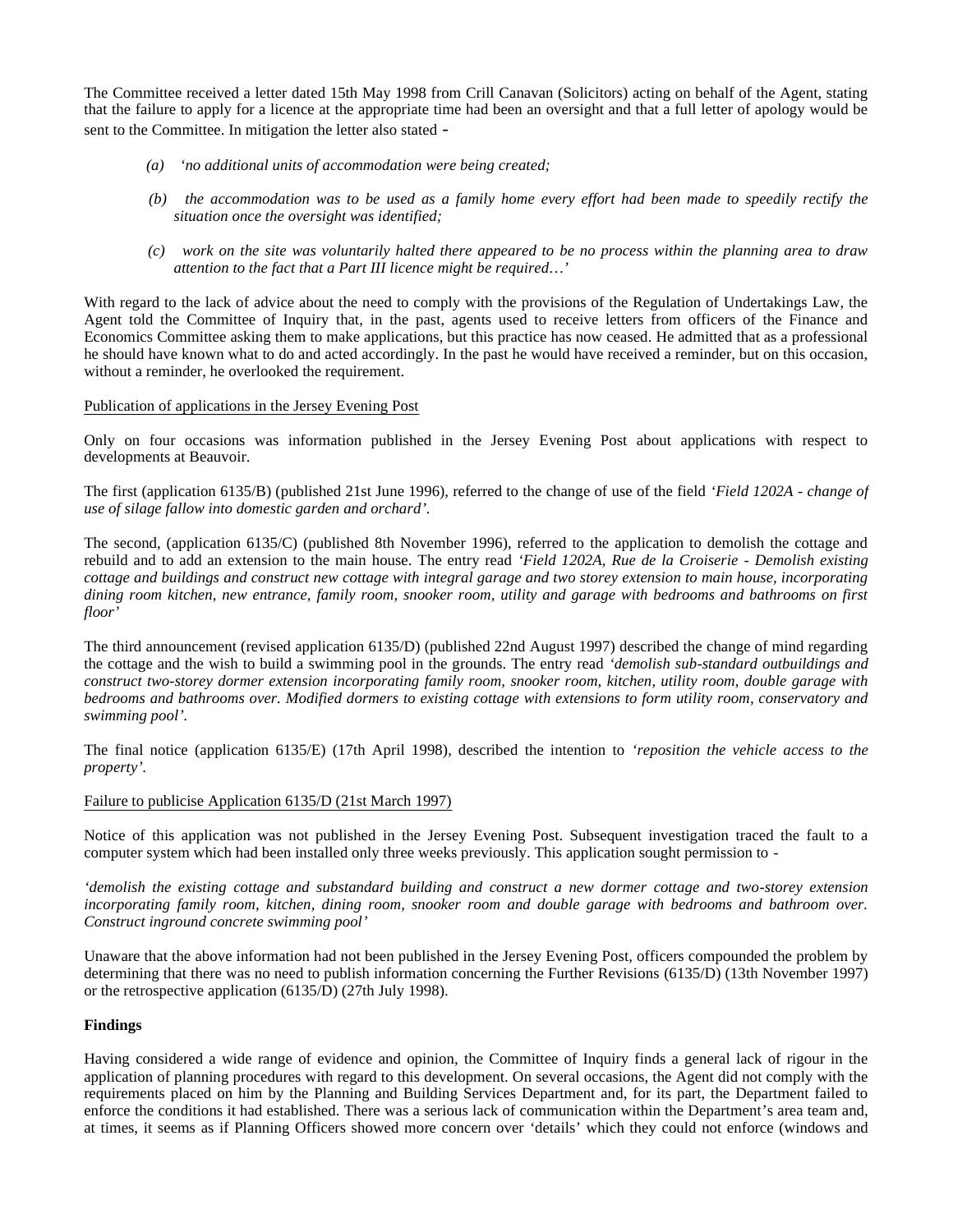The Committee received a letter dated 15th May 1998 from Crill Canavan (Solicitors) acting on behalf of the Agent, stating that the failure to apply for a licence at the appropriate time had been an oversight and that a full letter of apology would be sent to the Committee. In mitigation the letter also stated -

*(a) 'no additional units of accommodation were being created;*

*(b) the accommodation was to be used as a family home every effort had been made to speedily rectify the situation once the oversight was identified;*

*(c) work on the site was voluntarily halted there appeared to be no process within the planning area to draw attention to the fact that a Part III licence might be required…'*

With regard to the lack of advice about the need to comply with the provisions of the Regulation of Undertakings Law, the Agent told the Committee of Inquiry that, in the past, agents used to receive letters from officers of the Finance and Economics Committee asking them to make applications, but this practice has now ceased. He admitted that as a professional he should have known what to do and acted accordingly. In the past he would have received a reminder, but on this occasion, without a reminder, he overlooked the requirement.

Publication of applications in the Jersey Evening Post

Only on four occasions was information published in the Jersey Evening Post about applications with respect to developments at Beauvoir.

The first (application 6135/B) (published 21st June 1996), referred to the change of use of the field *'Field 1202A - change of use of silage fallow into domestic garden and orchard'.*

The second, (application 6135/C) (published 8th November 1996), referred to the application to demolish the cottage and rebuild and to add an extension to the main house. The entry read *'Field 1202A, Rue de la Croiserie - Demolish existing cottage and buildings and construct new cottage with integral garage and two storey extension to main house, incorporating dining room kitchen, new entrance, family room, snooker room, utility and garage with bedrooms and bathrooms on first floor'*

The third announcement (revised application 6135/D) (published 22nd August 1997) described the change of mind regarding the cottage and the wish to build a swimming pool in the grounds. The entry read *'demolish sub-standard outbuildings and construct two-storey dormer extension incorporating family room, snooker room, kitchen, utility room, double garage with bedrooms and bathrooms over. Modified dormers to existing cottage with extensions to form utility room, conservatory and swimming pool'.*

The final notice (application 6135/E) (17th April 1998), described the intention to *'reposition the vehicle access to the property'.*

Failure to publicise Application 6135/D (21st March 1997)

Notice of this application was not published in the Jersey Evening Post. Subsequent investigation traced the fault to a computer system which had been installed only three weeks previously. This application sought permission to -

*'demolish the existing cottage and substandard building and construct a new dormer cottage and two-storey extension incorporating family room, kitchen, dining room, snooker room and double garage with bedrooms and bathroom over. Construct inground concrete swimming pool'*

Unaware that the above information had not been published in the Jersey Evening Post, officers compounded the problem by determining that there was no need to publish information concerning the Further Revisions (6135/D) (13th November 1997) or the retrospective application (6135/D) (27th July 1998).

**Findings**

Having considered a wide range of evidence and opinion, the Committee of Inquiry finds a general lack of rigour in the application of planning procedures with regard to this development. On several occasions, the Agent did not comply with the requirements placed on him by the Planning and Building Services Department and, for its part, the Department failed to enforce the conditions it had established. There was a serious lack of communication within the Department's area team and, at times, it seems as if Planning Officers showed more concern over 'details' which they could not enforce (windows and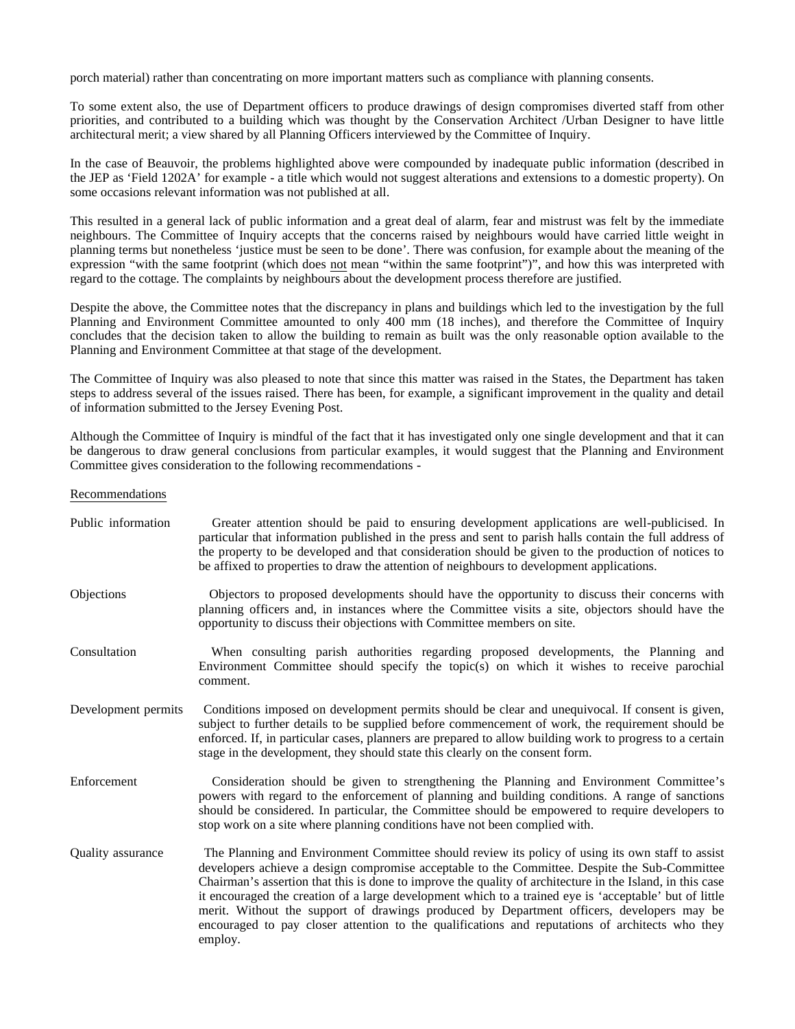porch material) rather than concentrating on more important matters such as compliance with planning consents.

To some extent also, the use of Department officers to produce drawings of design compromises diverted staff from other priorities, and contributed to a building which was thought by the Conservation Architect /Urban Designer to have little architectural merit; a view shared by all Planning Officers interviewed by the Committee of Inquiry.

In the case of Beauvoir, the problems highlighted above were compounded by inadequate public information (described in the JEP as 'Field 1202A' for example - a title which would not suggest alterations and extensions to a domestic property). On some occasions relevant information was not published at all.

This resulted in a general lack of public information and a great deal of alarm, fear and mistrust was felt by the immediate neighbours. The Committee of Inquiry accepts that the concerns raised by neighbours would have carried little weight in planning terms but nonetheless 'justice must be seen to be done'. There was confusion, for example about the meaning of the expression "with the same footprint (which does <u>not</u> mean "within the same footprint")", and how this was interpreted with regard to the cottage. The complaints by neighbours about the development process therefore are justified.

Despite the above, the Committee notes that the discrepancy in plans and buildings which led to the investigation by the full Planning and Environment Committee amounted to only 400 mm (18 inches), and therefore the Committee of Inquiry concludes that the decision taken to allow the building to remain as built was the only reasonable option available to the Planning and Environment Committee at that stage of the development.

The Committee of Inquiry was also pleased to note that since this matter was raised in the States, the Department has taken steps to address several of the issues raised. There has been, for example, a significant improvement in the quality and detail of information submitted to the Jersey Evening Post.

Although the Committee of Inquiry is mindful of the fact that it has investigated only one single development and that it can be dangerous to draw general conclusions from particular examples, it would suggest that the Planning and Environment Committee gives consideration to the following recommendations -

<u>Recommendations</u>

**Public information** — Greater attention should be paid to ensuring development applications are well-publicised. In particular that information published in the press and sent to parish halls contain the full address of the property to be developed and that consideration should be given to the production of notices to be affixed to properties to draw the attention of neighbours to development applications.

**Objections** — Objectors to proposed developments should have the opportunity to discuss their concerns with planning officers and, in instances where the Committee visits a site, objectors should have the opportunity to discuss their objections with Committee members on site.

**Consultation** — When consulting parish authorities regarding proposed developments, the Planning and Environment Committee should specify the topic(s) on which it wishes to receive parochial comment.

**Development permits** — Conditions imposed on development permits should be clear and unequivocal. If consent is given, subject to further details to be supplied before commencement of work, the requirement should be enforced. If, in particular cases, planners are prepared to allow building work to progress to a certain stage in the development, they should state this clearly on the consent form.

**Enforcement** — Consideration should be given to strengthening the Planning and Environment Committee's powers with regard to the enforcement of planning and building conditions. A range of sanctions should be considered. In particular, the Committee should be empowered to require developers to stop work on a site where planning conditions have not been complied with.

**Quality assurance** — The Planning and Environment Committee should review its policy of using its own staff to assist developers achieve a design compromise acceptable to the Committee. Despite the Sub-Committee Chairman's assertion that this is done to improve the quality of architecture in the Island, in this case it encouraged the creation of a large development which to a trained eye is 'acceptable' but of little merit. Without the support of drawings produced by Department officers, developers may be encouraged to pay closer attention to the qualifications and reputations of architects who they employ.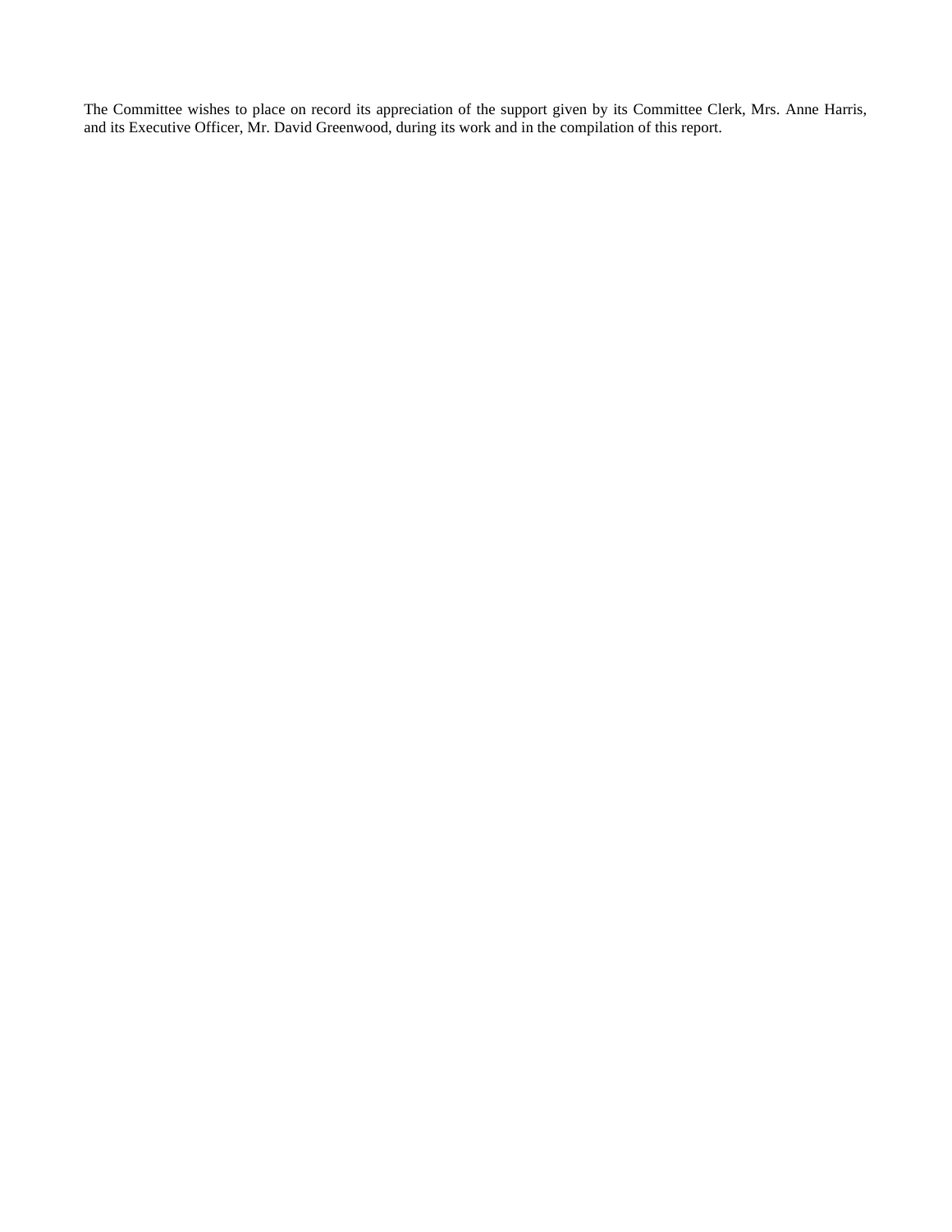The Committee wishes to place on record its appreciation of the support given by its Committee Clerk, Mrs. Anne Harris, and its Executive Officer, Mr. David Greenwood, during its work and in the compilation of this report.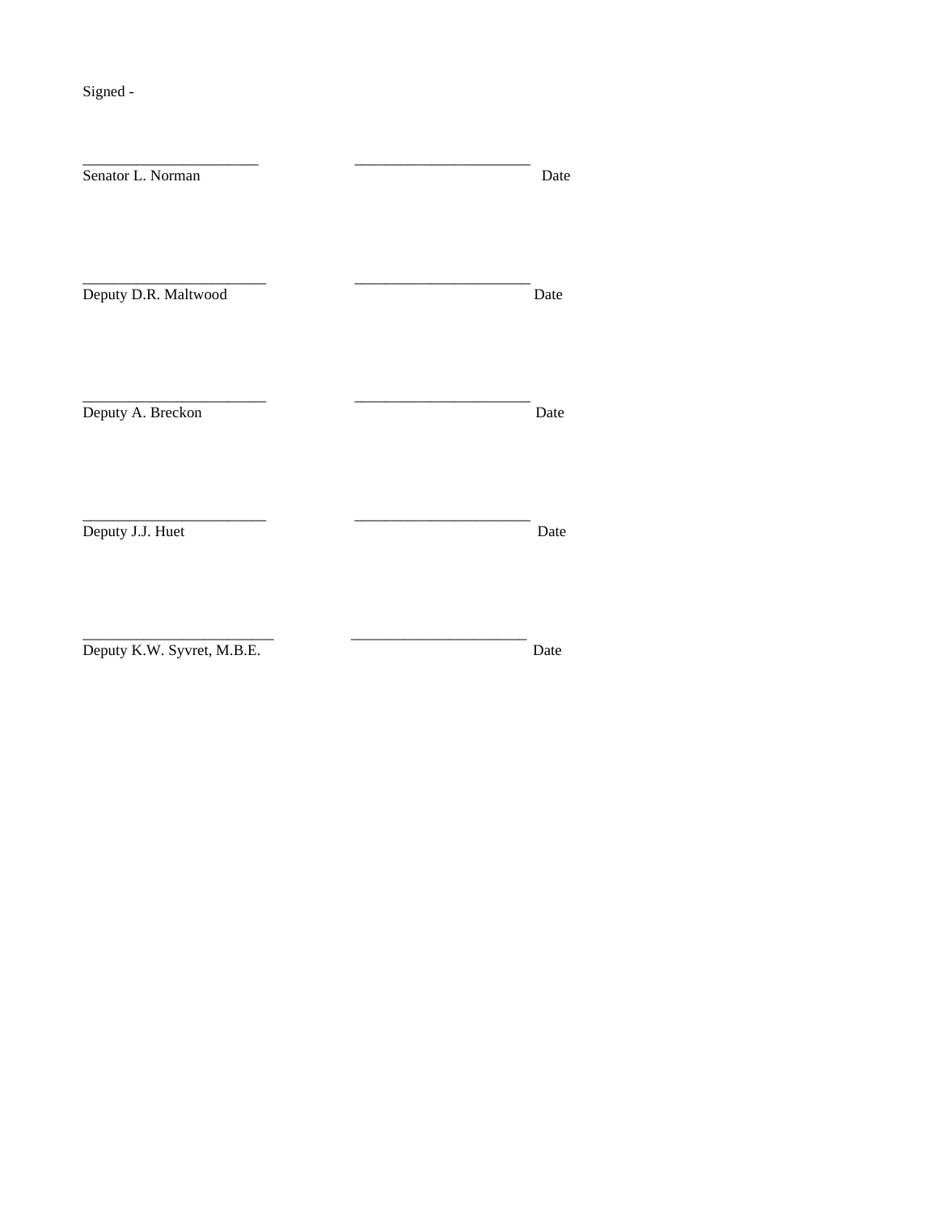Signed -

_______________________ _______________________

Senator L. Norman Date

_______________________ _______________________

Deputy D.R. Maltwood Date

_______________________ _______________________

Deputy A. Breckon Date

_______________________ _______________________

Deputy J.J. Huet Date

_______________________ _______________________

Deputy K.W. Syvret, M.B.E. Date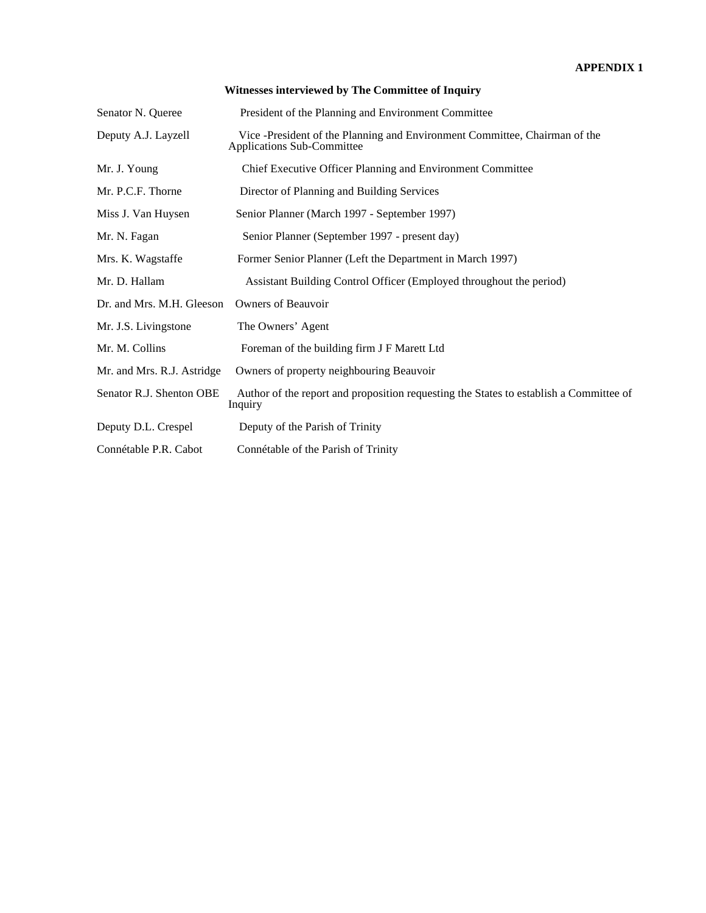**APPENDIX 1**

## Witnesses interviewed by The Committee of Inquiry

| | |
|---|---|
| Senator N. Queree | President of the Planning and Environment Committee |
| Deputy A.J. Layzell | Vice -President of the Planning and Environment Committee, Chairman of the Applications Sub-Committee |
| Mr. J. Young | Chief Executive Officer Planning and Environment Committee |
| Mr. P.C.F. Thorne | Director of Planning and Building Services |
| Miss J. Van Huysen | Senior Planner (March 1997 - September 1997) |
| Mr. N. Fagan | Senior Planner (September 1997 - present day) |
| Mrs. K. Wagstaffe | Former Senior Planner (Left the Department in March 1997) |
| Mr. D. Hallam | Assistant Building Control Officer (Employed throughout the period) |
| Dr. and Mrs. M.H. Gleeson | Owners of Beauvoir |
| Mr. J.S. Livingstone | The Owners' Agent |
| Mr. M. Collins | Foreman of the building firm J F Marett Ltd |
| Mr. and Mrs. R.J. Astridge | Owners of property neighbouring Beauvoir |
| Senator R.J. Shenton OBE | Author of the report and proposition requesting the States to establish a Committee of Inquiry |
| Deputy D.L. Crespel | Deputy of the Parish of Trinity |
| Connétable P.R. Cabot | Connétable of the Parish of Trinity |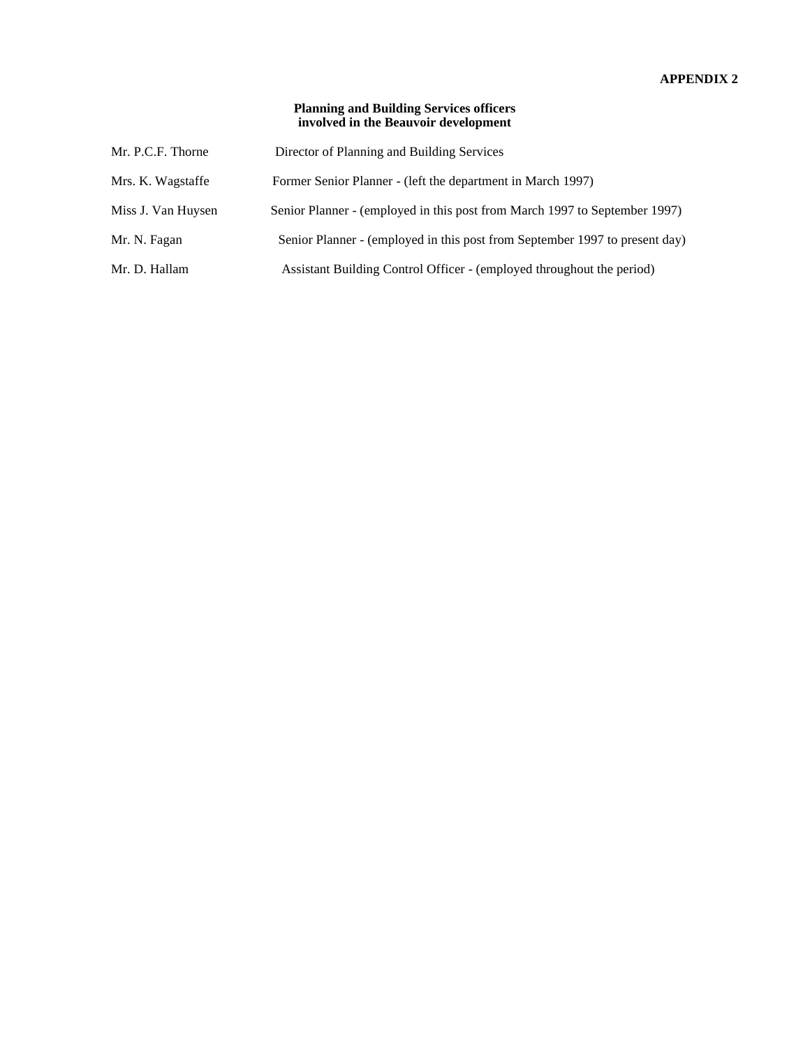**APPENDIX 2**

**Planning and Building Services officers involved in the Beauvoir development**

| | |
|---|---|
| Mr. P.C.F. Thorne | Director of Planning and Building Services |
| Mrs. K. Wagstaffe | Former Senior Planner - (left the department in March 1997) |
| Miss J. Van Huysen | Senior Planner - (employed in this post from March 1997 to September 1997) |
| Mr. N. Fagan | Senior Planner - (employed in this post from September 1997 to present day) |
| Mr. D. Hallam | Assistant Building Control Officer - (employed throughout the period) |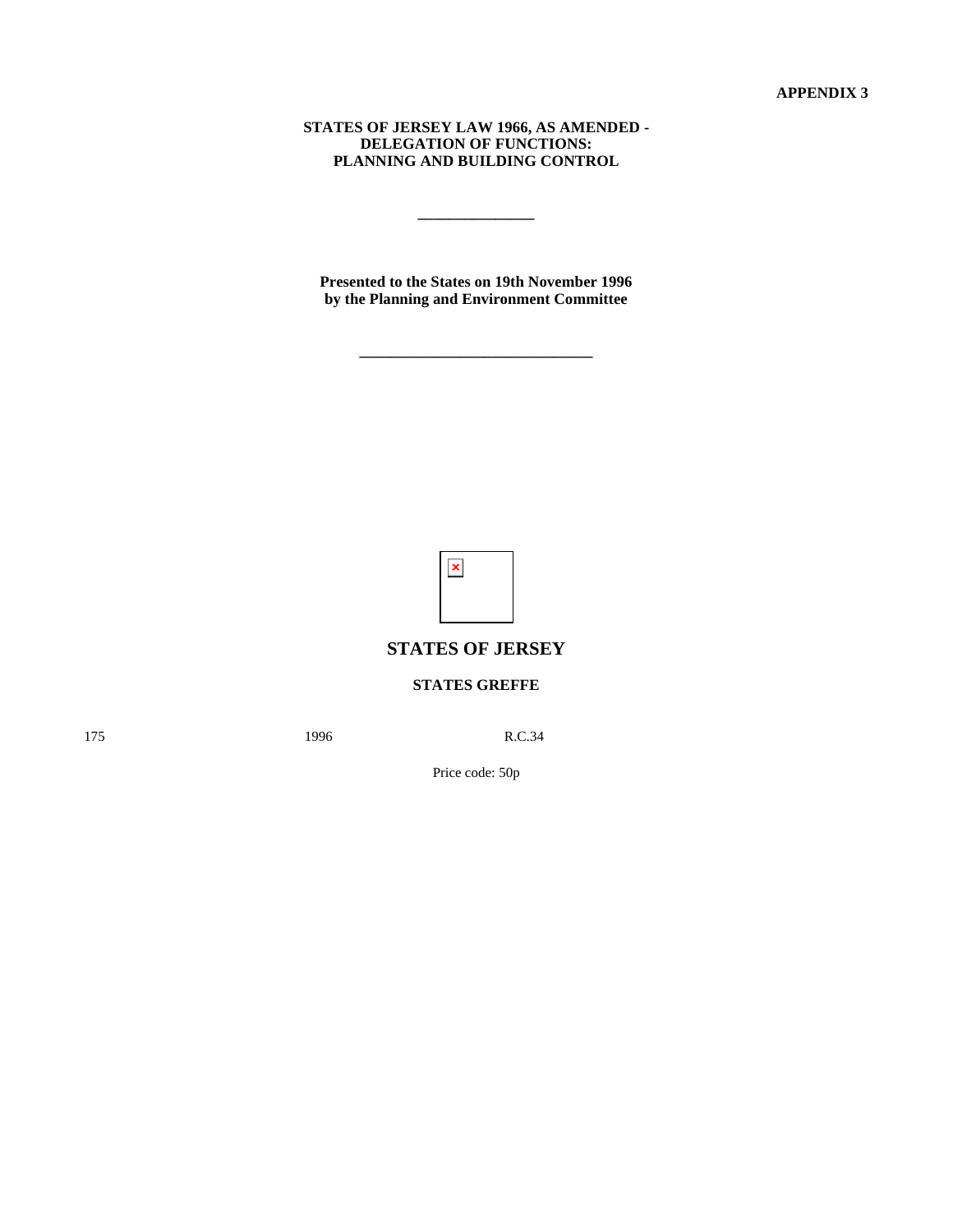**APPENDIX 3**

**STATES OF JERSEY LAW 1966, AS AMENDED - DELEGATION OF FUNCTIONS: PLANNING AND BUILDING CONTROL**

---

**Presented to the States on 19th November 1996 by the Planning and Environment Committee**

---

## STATES OF JERSEY

**STATES GREFFE**

175 1996 R.C.34

Price code: 50p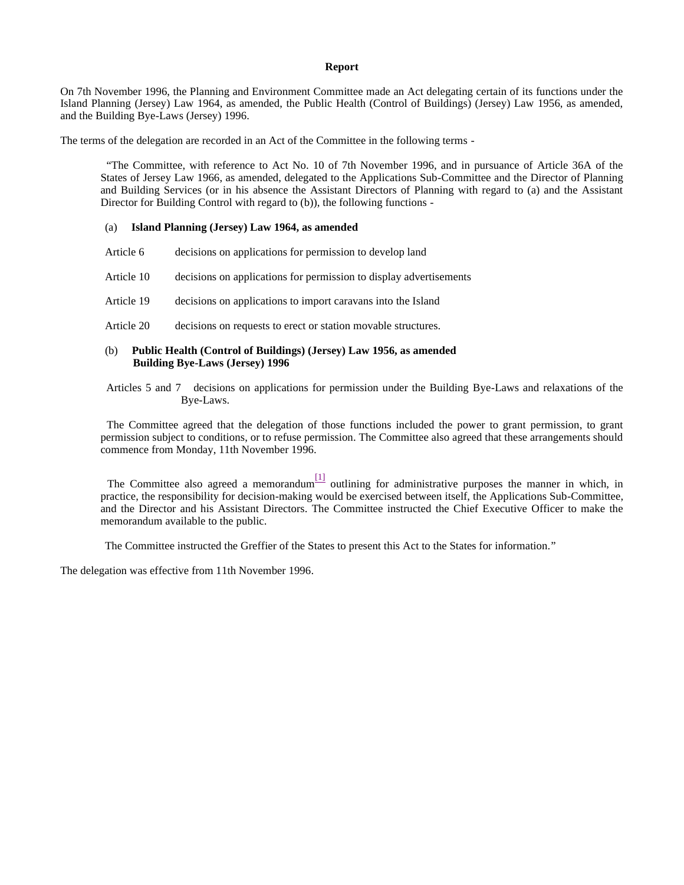**Report**

On 7th November 1996, the Planning and Environment Committee made an Act delegating certain of its functions under the Island Planning (Jersey) Law 1964, as amended, the Public Health (Control of Buildings) (Jersey) Law 1956, as amended, and the Building Bye-Laws (Jersey) 1996.

The terms of the delegation are recorded in an Act of the Committee in the following terms -

> "The Committee, with reference to Act No. 10 of 7th November 1996, and in pursuance of Article 36A of the States of Jersey Law 1966, as amended, delegated to the Applications Sub-Committee and the Director of Planning and Building Services (or in his absence the Assistant Directors of Planning with regard to (a) and the Assistant Director for Building Control with regard to (b)), the following functions -
>
> (a) **Island Planning (Jersey) Law 1964, as amended**
>
> Article 6 decisions on applications for permission to develop land
>
> Article 10 decisions on applications for permission to display advertisements
>
> Article 19 decisions on applications to import caravans into the Island
>
> Article 20 decisions on requests to erect or station movable structures.
>
> (b) **Public Health (Control of Buildings) (Jersey) Law 1956, as amended**
> **Building Bye-Laws (Jersey) 1996**
>
> Articles 5 and 7 decisions on applications for permission under the Building Bye-Laws and relaxations of the Bye-Laws.
>
> The Committee agreed that the delegation of those functions included the power to grant permission, to grant permission subject to conditions, or to refuse permission. The Committee also agreed that these arrangements should commence from Monday, 11th November 1996.
>
> The Committee also agreed a memorandum[1] outlining for administrative purposes the manner in which, in practice, the responsibility for decision-making would be exercised between itself, the Applications Sub-Committee, and the Director and his Assistant Directors. The Committee instructed the Chief Executive Officer to make the memorandum available to the public.
>
> The Committee instructed the Greffier of the States to present this Act to the States for information."

The delegation was effective from 11th November 1996.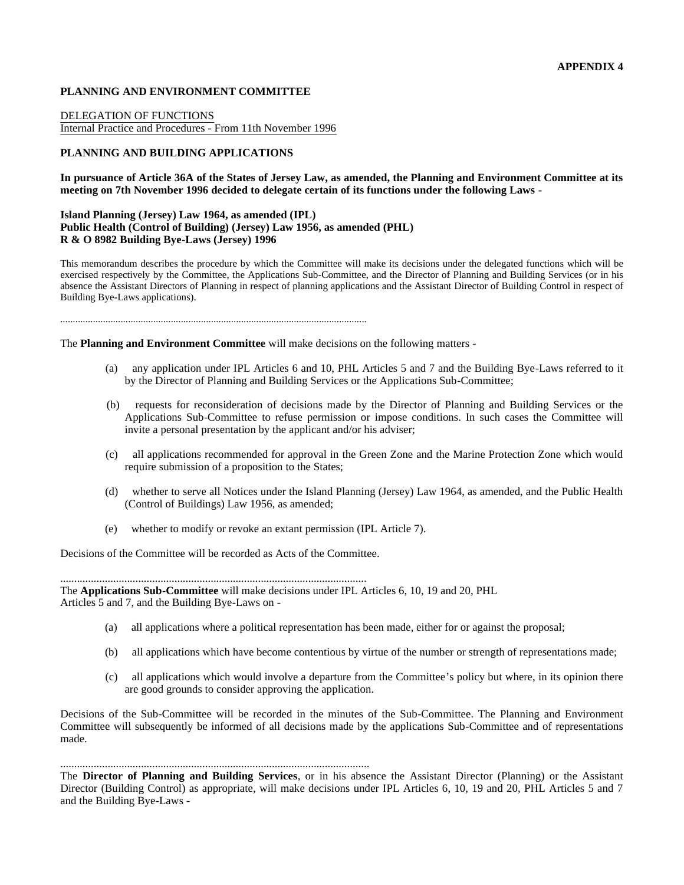**APPENDIX 4**

**PLANNING AND ENVIRONMENT COMMITTEE**

DELEGATION OF FUNCTIONS
Internal Practice and Procedures - From 11th November 1996

**PLANNING AND BUILDING APPLICATIONS**

**In pursuance of Article 36A of the States of Jersey Law, as amended, the Planning and Environment Committee at its meeting on 7th November 1996 decided to delegate certain of its functions under the following Laws -**

**Island Planning (Jersey) Law 1964, as amended (IPL)**
**Public Health (Control of Building) (Jersey) Law 1956, as amended (PHL)**
**R & O 8982 Building Bye-Laws (Jersey) 1996**

This memorandum describes the procedure by which the Committee will make its decisions under the delegated functions which will be exercised respectively by the Committee, the Applications Sub-Committee, and the Director of Planning and Building Services (or in his absence the Assistant Directors of Planning in respect of planning applications and the Assistant Director of Building Control in respect of Building Bye-Laws applications).

........................................................................................................................

The **Planning and Environment Committee** will make decisions on the following matters -

(a) any application under IPL Articles 6 and 10, PHL Articles 5 and 7 and the Building Bye-Laws referred to it by the Director of Planning and Building Services or the Applications Sub-Committee;

(b) requests for reconsideration of decisions made by the Director of Planning and Building Services or the Applications Sub-Committee to refuse permission or impose conditions. In such cases the Committee will invite a personal presentation by the applicant and/or his adviser;

(c) all applications recommended for approval in the Green Zone and the Marine Protection Zone which would require submission of a proposition to the States;

(d) whether to serve all Notices under the Island Planning (Jersey) Law 1964, as amended, and the Public Health (Control of Buildings) Law 1956, as amended;

(e) whether to modify or revoke an extant permission (IPL Article 7).

Decisions of the Committee will be recorded as Acts of the Committee.

............................................................................................................

The **Applications Sub-Committee** will make decisions under IPL Articles 6, 10, 19 and 20, PHL Articles 5 and 7, and the Building Bye-Laws on -

(a) all applications where a political representation has been made, either for or against the proposal;

(b) all applications which have become contentious by virtue of the number or strength of representations made;

(c) all applications which would involve a departure from the Committee's policy but where, in its opinion there are good grounds to consider approving the application.

Decisions of the Sub-Committee will be recorded in the minutes of the Sub-Committee. The Planning and Environment Committee will subsequently be informed of all decisions made by the applications Sub-Committee and of representations made.

.............................................................................................................

The **Director of Planning and Building Services**, or in his absence the Assistant Director (Planning) or the Assistant Director (Building Control) as appropriate, will make decisions under IPL Articles 6, 10, 19 and 20, PHL Articles 5 and 7 and the Building Bye-Laws -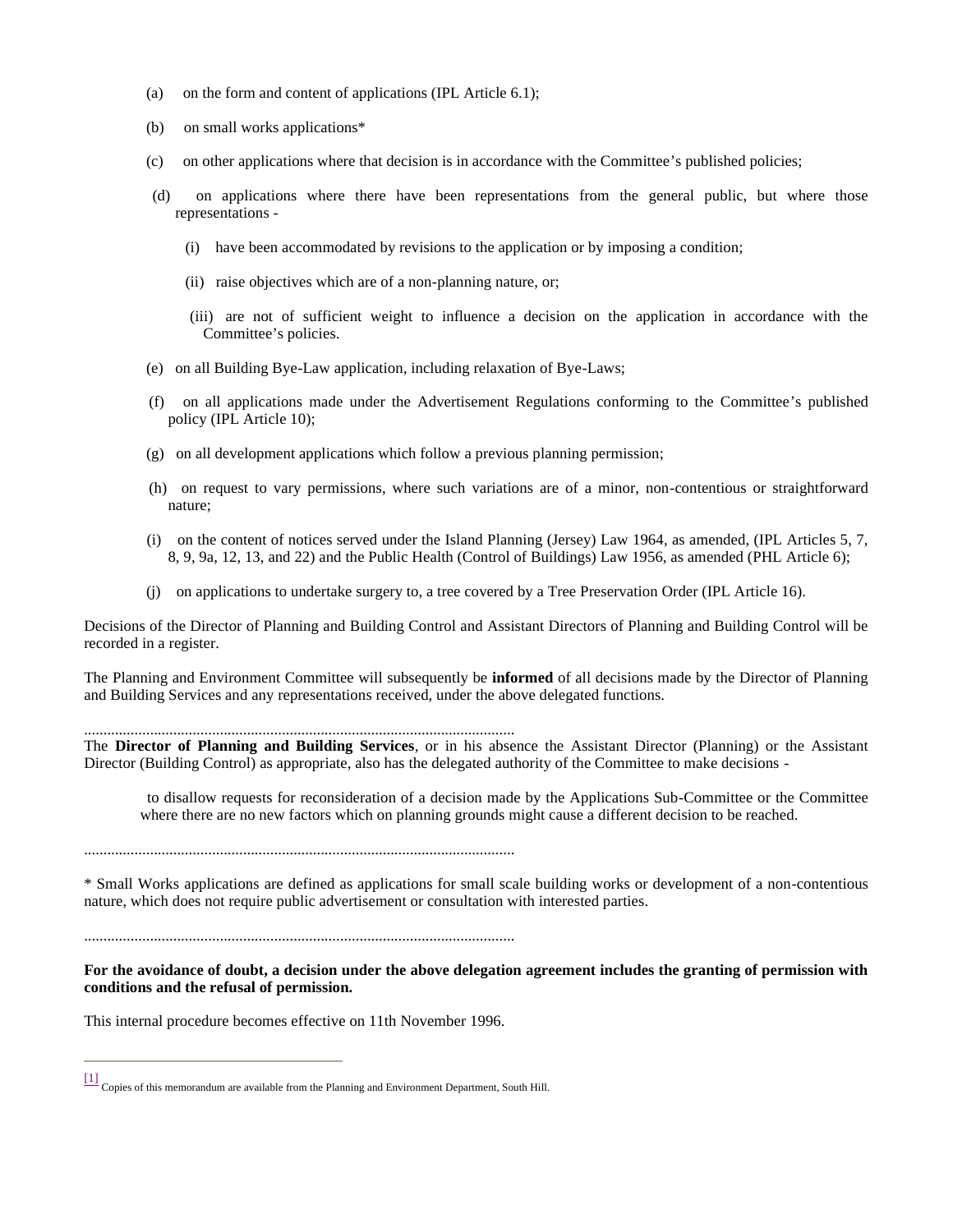(a) on the form and content of applications (IPL Article 6.1);

(b) on small works applications*

(c) on other applications where that decision is in accordance with the Committee's published policies;

(d) on applications where there have been representations from the general public, but where those representations -

(i) have been accommodated by revisions to the application or by imposing a condition;

(ii) raise objectives which are of a non-planning nature, or;

(iii) are not of sufficient weight to influence a decision on the application in accordance with the Committee's policies.

(e) on all Building Bye-Law application, including relaxation of Bye-Laws;

(f) on all applications made under the Advertisement Regulations conforming to the Committee's published policy (IPL Article 10);

(g) on all development applications which follow a previous planning permission;

(h) on request to vary permissions, where such variations are of a minor, non-contentious or straightforward nature;

(i) on the content of notices served under the Island Planning (Jersey) Law 1964, as amended, (IPL Articles 5, 7, 8, 9, 9a, 12, 13, and 22) and the Public Health (Control of Buildings) Law 1956, as amended (PHL Article 6);

(j) on applications to undertake surgery to, a tree covered by a Tree Preservation Order (IPL Article 16).

Decisions of the Director of Planning and Building Control and Assistant Directors of Planning and Building Control will be recorded in a register.

The Planning and Environment Committee will subsequently be **informed** of all decisions made by the Director of Planning and Building Services and any representations received, under the above delegated functions.

.............................................................................................................

The **Director of Planning and Building Services**, or in his absence the Assistant Director (Planning) or the Assistant Director (Building Control) as appropriate, also has the delegated authority of the Committee to make decisions -

to disallow requests for reconsideration of a decision made by the Applications Sub-Committee or the Committee where there are no new factors which on planning grounds might cause a different decision to be reached.

.............................................................................................................

* Small Works applications are defined as applications for small scale building works or development of a non-contentious nature, which does not require public advertisement or consultation with interested parties.

.............................................................................................................

**For the avoidance of doubt, a decision under the above delegation agreement includes the granting of permission with conditions and the refusal of permission.**

This internal procedure becomes effective on 11th November 1996.

---

[1] Copies of this memorandum are available from the Planning and Environment Department, South Hill.